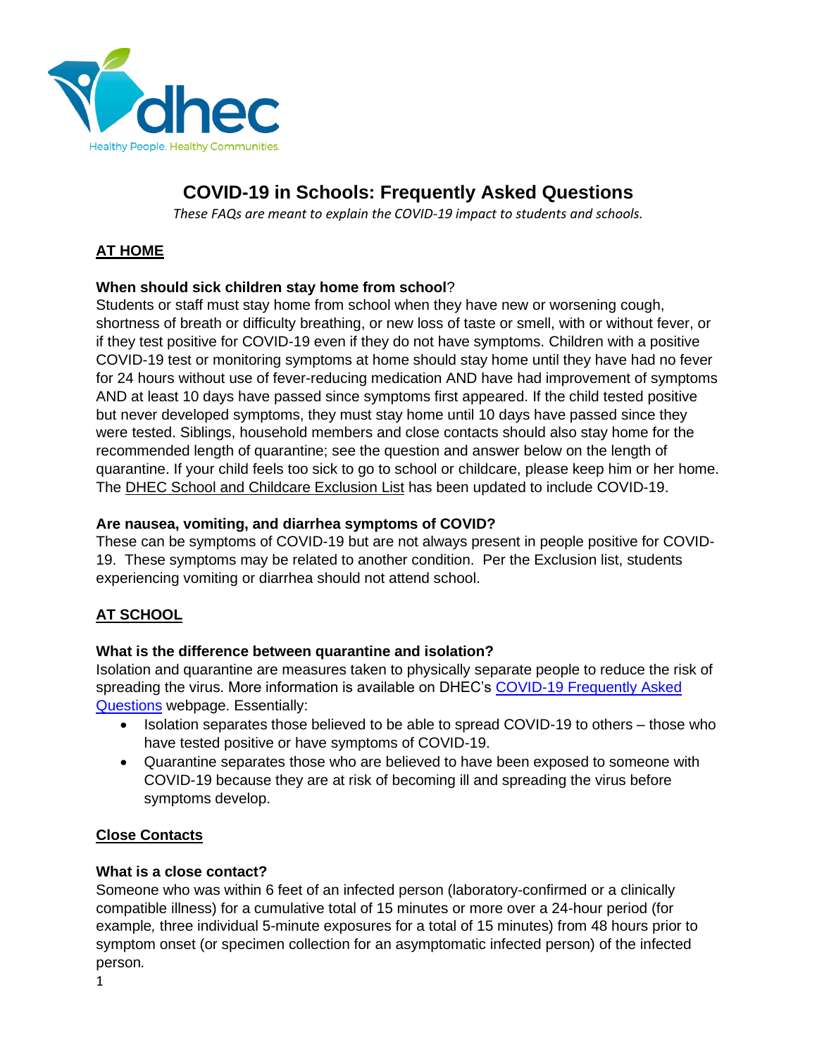# COVID-19 in Schools: Frequently Asked Questions

*These FAQs are meant to explain the COVID-19 impact to students and schools.*

## AT HOME

### When should sick children stay home from school?

Students or staff must stay home from school when they have new or worsening cough, shortness of breath or difficulty breathing, or new loss of taste or smell, with or without fever, or if they test positive for COVID-19 even if they do not have symptoms. Children with a positive COVID-19 test or monitoring symptoms at home should stay home until they have had no fever for 24 hours without use of fever-reducing medication AND have had improvement of symptoms AND at least 10 days have passed since symptoms first appeared. If the child tested positive but never developed symptoms, they must stay home until 10 days have passed since they were tested. Siblings, household members and close contacts should also stay home for the recommended length of quarantine; see the question and answer below on the length of quarantine. If your child feels too sick to go to school or childcare, please keep him or her home. The DHEC School and Childcare Exclusion List has been updated to include COVID-19.

### Are nausea, vomiting, and diarrhea symptoms of COVID?

These can be symptoms of COVID-19 but are not always present in people positive for COVID-19. These symptoms may be related to another condition. Per the Exclusion list, students experiencing vomiting or diarrhea should not attend school.

## AT SCHOOL

### What is the difference between quarantine and isolation?

Isolation and quarantine are measures taken to physically separate people to reduce the risk of spreading the virus. More information is available on DHEC's COVID-19 Frequently Asked Questions webpage. Essentially:

- Isolation separates those believed to be able to spread COVID-19 to others – those who have tested positive or have symptoms of COVID-19.
- Quarantine separates those who are believed to have been exposed to someone with COVID-19 because they are at risk of becoming ill and spreading the virus before symptoms develop.

## Close Contacts

### What is a close contact?

Someone who was within 6 feet of an infected person (laboratory-confirmed or a clinically compatible illness) for a cumulative total of 15 minutes or more over a 24-hour period (for example, three individual 5-minute exposures for a total of 15 minutes) from 48 hours prior to symptom onset (or specimen collection for an asymptomatic infected person) of the infected person.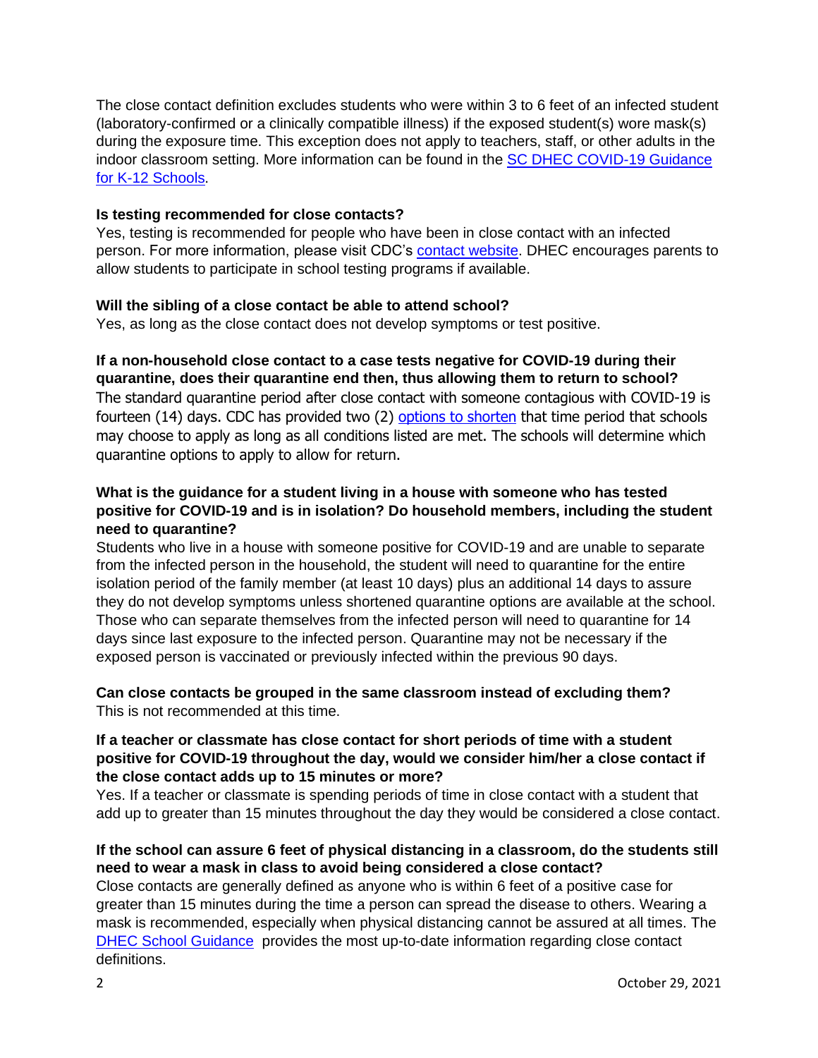The close contact definition excludes students who were within 3 to 6 feet of an infected student (laboratory-confirmed or a clinically compatible illness) if the exposed student(s) wore mask(s) during the exposure time. This exception does not apply to teachers, staff, or other adults in the indoor classroom setting. More information can be found in the [SC DHEC COVID-19 Guidance for K-12 Schools](#).

**Is testing recommended for close contacts?**
Yes, testing is recommended for people who have been in close contact with an infected person. For more information, please visit CDC's [contact website](#). DHEC encourages parents to allow students to participate in school testing programs if available.

**Will the sibling of a close contact be able to attend school?**
Yes, as long as the close contact does not develop symptoms or test positive.

**If a non-household close contact to a case tests negative for COVID-19 during their quarantine, does their quarantine end then, thus allowing them to return to school?**
The standard quarantine period after close contact with someone contagious with COVID-19 is fourteen (14) days. CDC has provided two (2) [options to shorten](#) that time period that schools may choose to apply as long as all conditions listed are met. The schools will determine which quarantine options to apply to allow for return.

**What is the guidance for a student living in a house with someone who has tested positive for COVID-19 and is in isolation? Do household members, including the student need to quarantine?**
Students who live in a house with someone positive for COVID-19 and are unable to separate from the infected person in the household, the student will need to quarantine for the entire isolation period of the family member (at least 10 days) plus an additional 14 days to assure they do not develop symptoms unless shortened quarantine options are available at the school. Those who can separate themselves from the infected person will need to quarantine for 14 days since last exposure to the infected person. Quarantine may not be necessary if the exposed person is vaccinated or previously infected within the previous 90 days.

**Can close contacts be grouped in the same classroom instead of excluding them?**
This is not recommended at this time.

**If a teacher or classmate has close contact for short periods of time with a student positive for COVID-19 throughout the day, would we consider him/her a close contact if the close contact adds up to 15 minutes or more?**
Yes. If a teacher or classmate is spending periods of time in close contact with a student that add up to greater than 15 minutes throughout the day they would be considered a close contact.

**If the school can assure 6 feet of physical distancing in a classroom, do the students still need to wear a mask in class to avoid being considered a close contact?**
Close contacts are generally defined as anyone who is within 6 feet of a positive case for greater than 15 minutes during the time a person can spread the disease to others. Wearing a mask is recommended, especially when physical distancing cannot be assured at all times. The [DHEC School Guidance](#) provides the most up-to-date information regarding close contact definitions.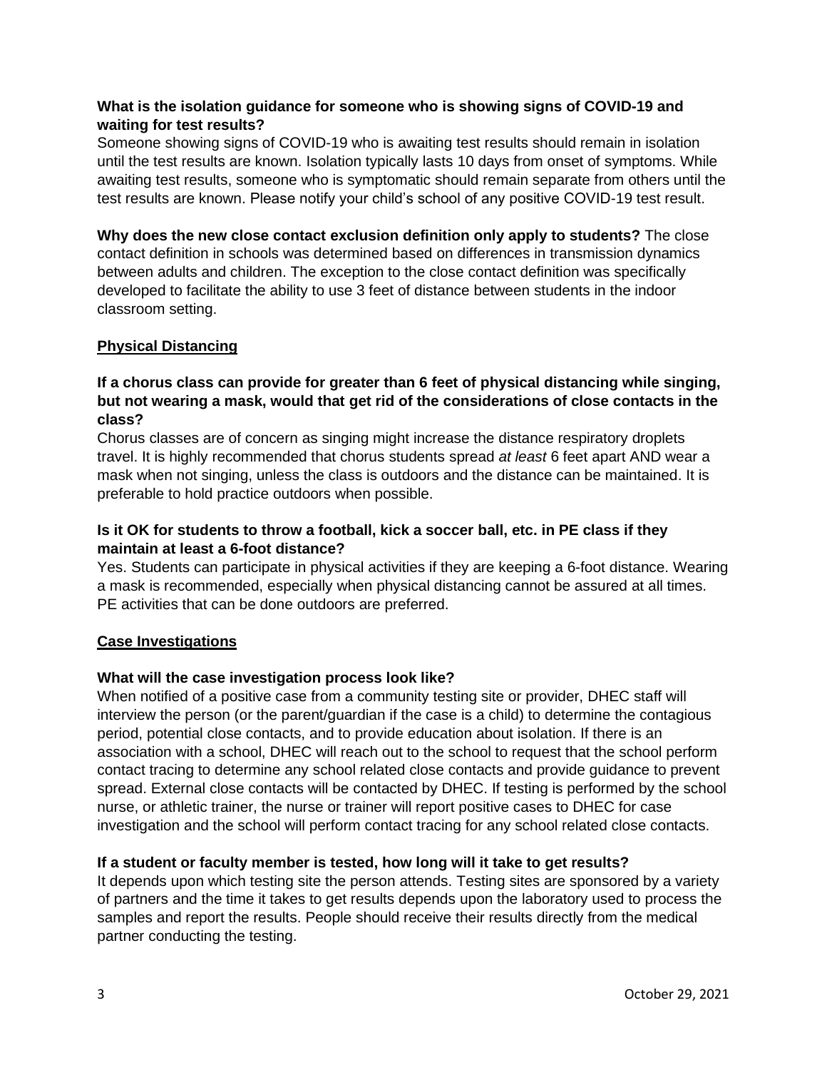**What is the isolation guidance for someone who is showing signs of COVID-19 and waiting for test results?**
Someone showing signs of COVID-19 who is awaiting test results should remain in isolation until the test results are known. Isolation typically lasts 10 days from onset of symptoms. While awaiting test results, someone who is symptomatic should remain separate from others until the test results are known. Please notify your child's school of any positive COVID-19 test result.

**Why does the new close contact exclusion definition only apply to students?** The close contact definition in schools was determined based on differences in transmission dynamics between adults and children. The exception to the close contact definition was specifically developed to facilitate the ability to use 3 feet of distance between students in the indoor classroom setting.

## Physical Distancing

**If a chorus class can provide for greater than 6 feet of physical distancing while singing, but not wearing a mask, would that get rid of the considerations of close contacts in the class?**
Chorus classes are of concern as singing might increase the distance respiratory droplets travel. It is highly recommended that chorus students spread *at least* 6 feet apart AND wear a mask when not singing, unless the class is outdoors and the distance can be maintained. It is preferable to hold practice outdoors when possible.

**Is it OK for students to throw a football, kick a soccer ball, etc. in PE class if they maintain at least a 6-foot distance?**
Yes. Students can participate in physical activities if they are keeping a 6-foot distance. Wearing a mask is recommended, especially when physical distancing cannot be assured at all times. PE activities that can be done outdoors are preferred.

## Case Investigations

**What will the case investigation process look like?**
When notified of a positive case from a community testing site or provider, DHEC staff will interview the person (or the parent/guardian if the case is a child) to determine the contagious period, potential close contacts, and to provide education about isolation. If there is an association with a school, DHEC will reach out to the school to request that the school perform contact tracing to determine any school related close contacts and provide guidance to prevent spread. External close contacts will be contacted by DHEC. If testing is performed by the school nurse, or athletic trainer, the nurse or trainer will report positive cases to DHEC for case investigation and the school will perform contact tracing for any school related close contacts.

**If a student or faculty member is tested, how long will it take to get results?**
It depends upon which testing site the person attends. Testing sites are sponsored by a variety of partners and the time it takes to get results depends upon the laboratory used to process the samples and report the results. People should receive their results directly from the medical partner conducting the testing.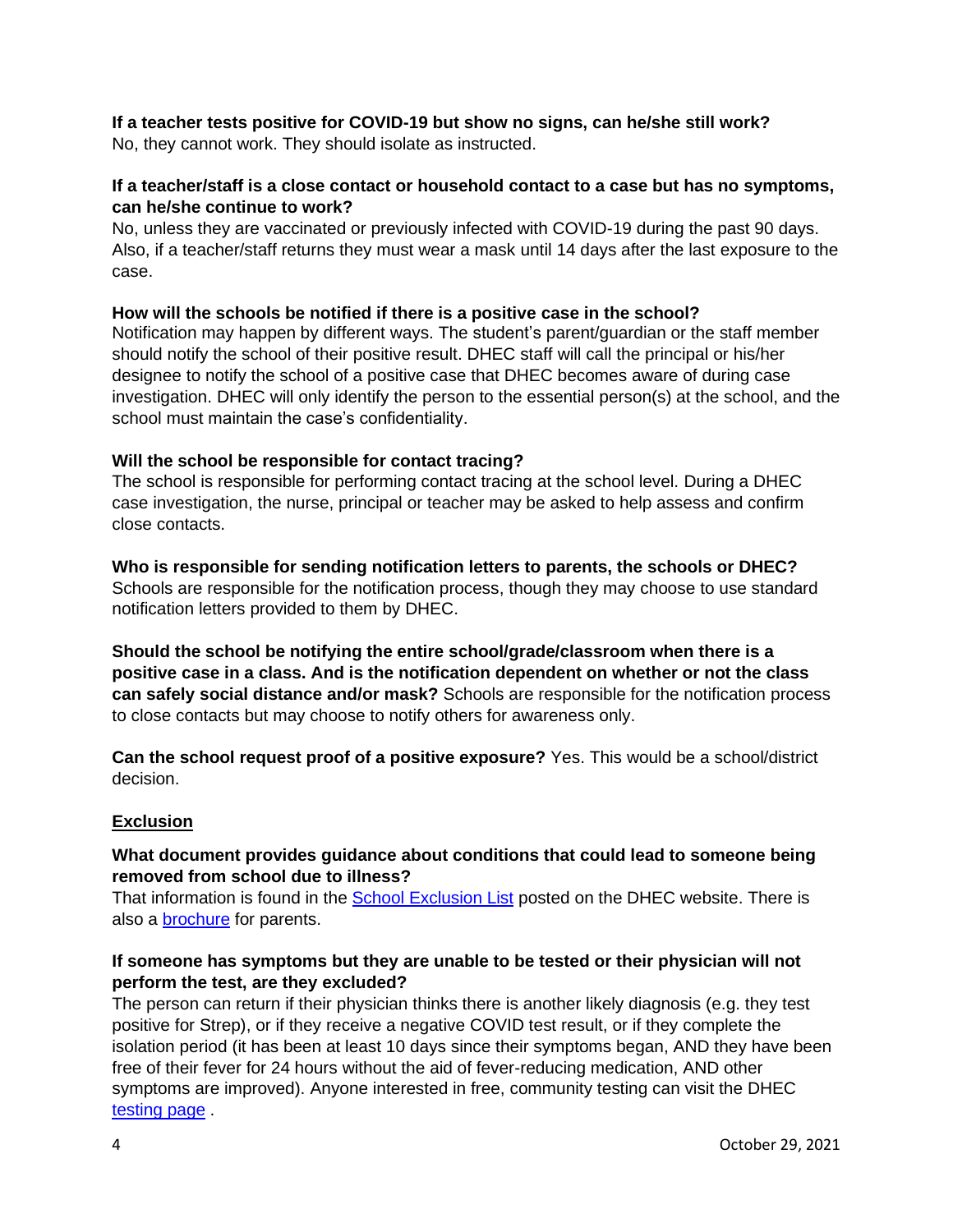**If a teacher tests positive for COVID-19 but show no signs, can he/she still work?**
No, they cannot work. They should isolate as instructed.

**If a teacher/staff is a close contact or household contact to a case but has no symptoms, can he/she continue to work?**
No, unless they are vaccinated or previously infected with COVID-19 during the past 90 days. Also, if a teacher/staff returns they must wear a mask until 14 days after the last exposure to the case.

**How will the schools be notified if there is a positive case in the school?**
Notification may happen by different ways. The student's parent/guardian or the staff member should notify the school of their positive result. DHEC staff will call the principal or his/her designee to notify the school of a positive case that DHEC becomes aware of during case investigation. DHEC will only identify the person to the essential person(s) at the school, and the school must maintain the case's confidentiality.

**Will the school be responsible for contact tracing?**
The school is responsible for performing contact tracing at the school level. During a DHEC case investigation, the nurse, principal or teacher may be asked to help assess and confirm close contacts.

**Who is responsible for sending notification letters to parents, the schools or DHEC?**
Schools are responsible for the notification process, though they may choose to use standard notification letters provided to them by DHEC.

**Should the school be notifying the entire school/grade/classroom when there is a positive case in a class. And is the notification dependent on whether or not the class can safely social distance and/or mask?** Schools are responsible for the notification process to close contacts but may choose to notify others for awareness only.

**Can the school request proof of a positive exposure?** Yes. This would be a school/district decision.

## Exclusion

**What document provides guidance about conditions that could lead to someone being removed from school due to illness?**
That information is found in the School Exclusion List posted on the DHEC website. There is also a brochure for parents.

**If someone has symptoms but they are unable to be tested or their physician will not perform the test, are they excluded?**
The person can return if their physician thinks there is another likely diagnosis (e.g. they test positive for Strep), or if they receive a negative COVID test result, or if they complete the isolation period (it has been at least 10 days since their symptoms began, AND they have been free of their fever for 24 hours without the aid of fever-reducing medication, AND other symptoms are improved). Anyone interested in free, community testing can visit the DHEC testing page .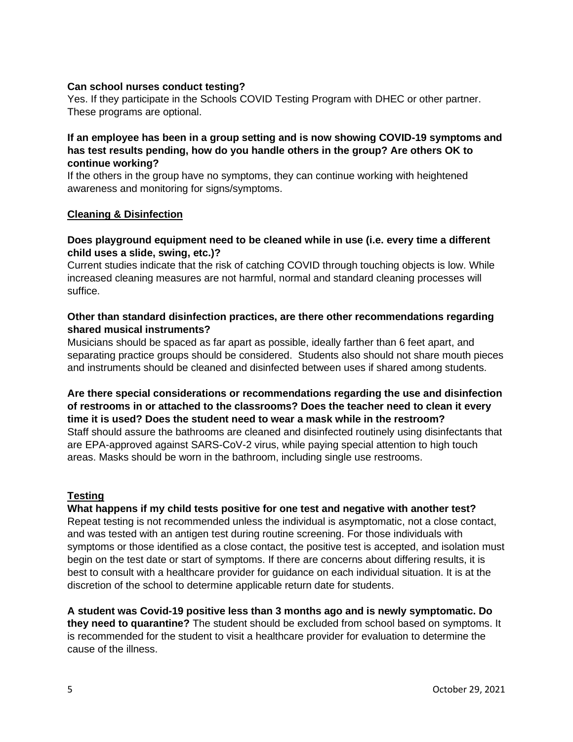**Can school nurses conduct testing?**
Yes. If they participate in the Schools COVID Testing Program with DHEC or other partner. These programs are optional.

**If an employee has been in a group setting and is now showing COVID-19 symptoms and has test results pending, how do you handle others in the group? Are others OK to continue working?**
If the others in the group have no symptoms, they can continue working with heightened awareness and monitoring for signs/symptoms.

## Cleaning & Disinfection

**Does playground equipment need to be cleaned while in use (i.e. every time a different child uses a slide, swing, etc.)?**
Current studies indicate that the risk of catching COVID through touching objects is low. While increased cleaning measures are not harmful, normal and standard cleaning processes will suffice.

**Other than standard disinfection practices, are there other recommendations regarding shared musical instruments?**
Musicians should be spaced as far apart as possible, ideally farther than 6 feet apart, and separating practice groups should be considered. Students also should not share mouth pieces and instruments should be cleaned and disinfected between uses if shared among students.

**Are there special considerations or recommendations regarding the use and disinfection of restrooms in or attached to the classrooms? Does the teacher need to clean it every time it is used? Does the student need to wear a mask while in the restroom?**
Staff should assure the bathrooms are cleaned and disinfected routinely using disinfectants that are EPA-approved against SARS-CoV-2 virus, while paying special attention to high touch areas. Masks should be worn in the bathroom, including single use restrooms.

## Testing

**What happens if my child tests positive for one test and negative with another test?**
Repeat testing is not recommended unless the individual is asymptomatic, not a close contact, and was tested with an antigen test during routine screening. For those individuals with symptoms or those identified as a close contact, the positive test is accepted, and isolation must begin on the test date or start of symptoms. If there are concerns about differing results, it is best to consult with a healthcare provider for guidance on each individual situation. It is at the discretion of the school to determine applicable return date for students.

**A student was Covid-19 positive less than 3 months ago and is newly symptomatic. Do they need to quarantine?** The student should be excluded from school based on symptoms. It is recommended for the student to visit a healthcare provider for evaluation to determine the cause of the illness.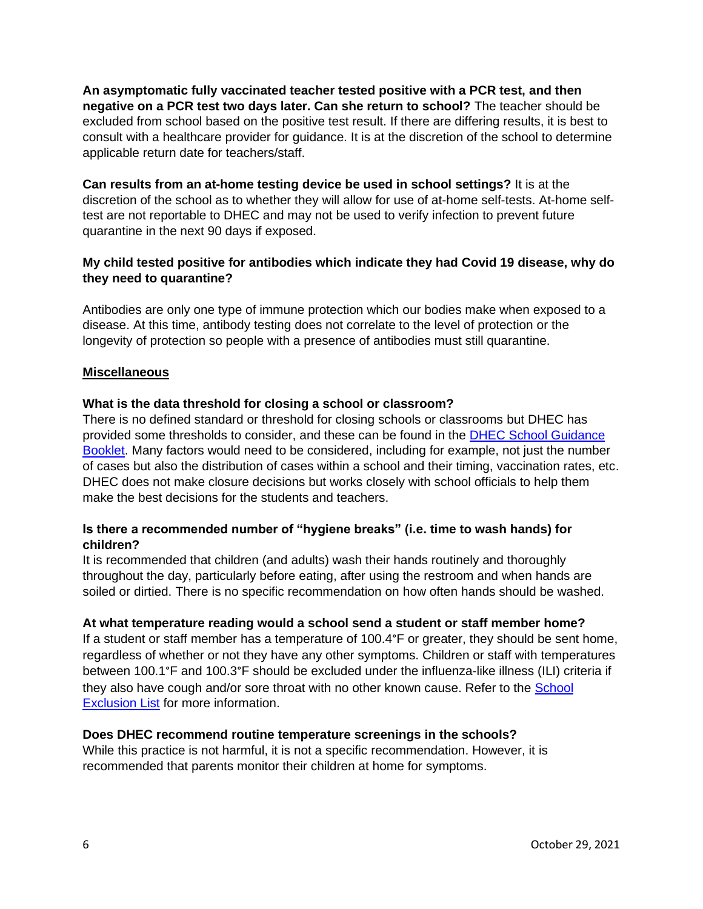**An asymptomatic fully vaccinated teacher tested positive with a PCR test, and then negative on a PCR test two days later. Can she return to school?** The teacher should be excluded from school based on the positive test result. If there are differing results, it is best to consult with a healthcare provider for guidance. It is at the discretion of the school to determine applicable return date for teachers/staff.

**Can results from an at-home testing device be used in school settings?** It is at the discretion of the school as to whether they will allow for use of at-home self-tests. At-home self-test are not reportable to DHEC and may not be used to verify infection to prevent future quarantine in the next 90 days if exposed.

**My child tested positive for antibodies which indicate they had Covid 19 disease, why do they need to quarantine?**

Antibodies are only one type of immune protection which our bodies make when exposed to a disease. At this time, antibody testing does not correlate to the level of protection or the longevity of protection so people with a presence of antibodies must still quarantine.

## Miscellaneous

**What is the data threshold for closing a school or classroom?**
There is no defined standard or threshold for closing schools or classrooms but DHEC has provided some thresholds to consider, and these can be found in the [DHEC School Guidance Booklet](). Many factors would need to be considered, including for example, not just the number of cases but also the distribution of cases within a school and their timing, vaccination rates, etc. DHEC does not make closure decisions but works closely with school officials to help them make the best decisions for the students and teachers.

**Is there a recommended number of "hygiene breaks" (i.e. time to wash hands) for children?**
It is recommended that children (and adults) wash their hands routinely and thoroughly throughout the day, particularly before eating, after using the restroom and when hands are soiled or dirtied. There is no specific recommendation on how often hands should be washed.

**At what temperature reading would a school send a student or staff member home?**
If a student or staff member has a temperature of 100.4°F or greater, they should be sent home, regardless of whether or not they have any other symptoms. Children or staff with temperatures between 100.1°F and 100.3°F should be excluded under the influenza-like illness (ILI) criteria if they also have cough and/or sore throat with no other known cause. Refer to the [School Exclusion List]() for more information.

**Does DHEC recommend routine temperature screenings in the schools?**
While this practice is not harmful, it is not a specific recommendation. However, it is recommended that parents monitor their children at home for symptoms.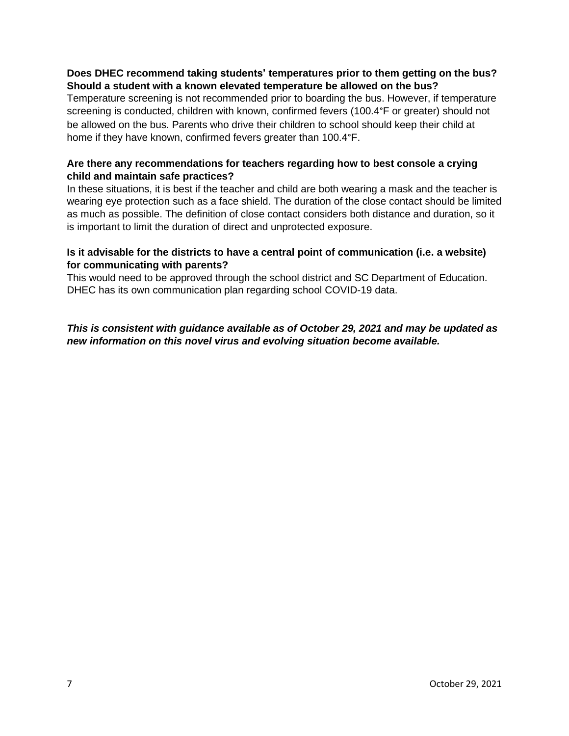**Does DHEC recommend taking students' temperatures prior to them getting on the bus? Should a student with a known elevated temperature be allowed on the bus?**

Temperature screening is not recommended prior to boarding the bus. However, if temperature screening is conducted, children with known, confirmed fevers (100.4°F or greater) should not be allowed on the bus. Parents who drive their children to school should keep their child at home if they have known, confirmed fevers greater than 100.4°F.

**Are there any recommendations for teachers regarding how to best console a crying child and maintain safe practices?**

In these situations, it is best if the teacher and child are both wearing a mask and the teacher is wearing eye protection such as a face shield. The duration of the close contact should be limited as much as possible. The definition of close contact considers both distance and duration, so it is important to limit the duration of direct and unprotected exposure.

**Is it advisable for the districts to have a central point of communication (i.e. a website) for communicating with parents?**

This would need to be approved through the school district and SC Department of Education. DHEC has its own communication plan regarding school COVID-19 data.

***This is consistent with guidance available as of October 29, 2021 and may be updated as new information on this novel virus and evolving situation become available.***